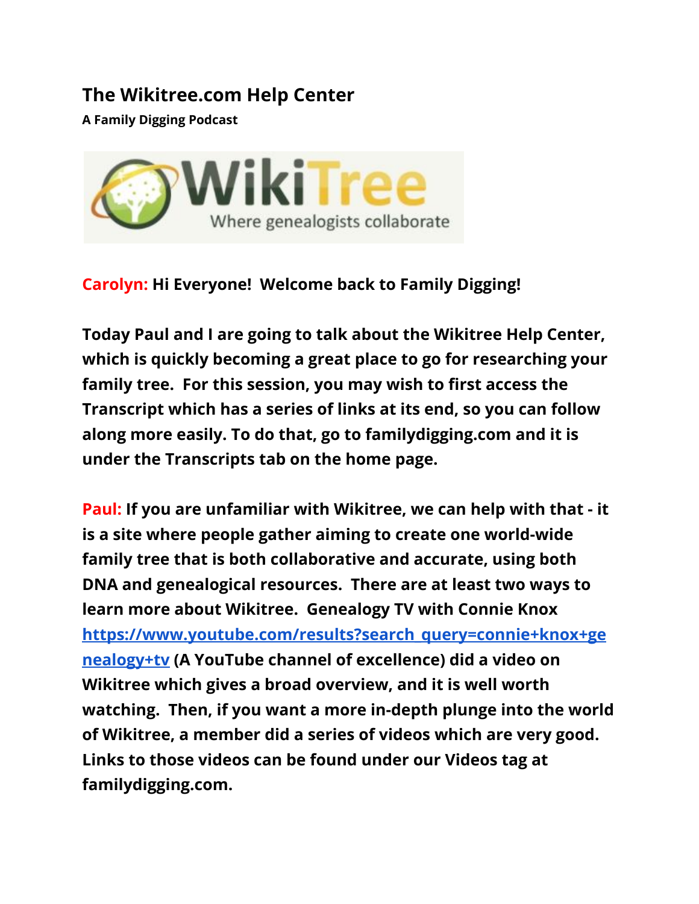## The Wikitree.com Help Center

**A Family Digging Podcast**

**Carolyn:** Hi Everyone! Welcome back to Family Digging!

Today Paul and I are going to talk about the Wikitree Help Center, which is quickly becoming a great place to go for researching your family tree. For this session, you may wish to first access the Transcript which has a series of links at its end, so you can follow along more easily. To do that, go to familydigging.com and it is under the Transcripts tab on the home page.

**Paul:** If you are unfamiliar with Wikitree, we can help with that - it is a site where people gather aiming to create one world-wide family tree that is both collaborative and accurate, using both DNA and genealogical resources. There are at least two ways to learn more about Wikitree. Genealogy TV with Connie Knox [https://www.youtube.com/results?search_query=connie+knox+genealogy+tv](https://www.youtube.com/results?search_query=connie+knox+genealogy+tv) (A YouTube channel of excellence) did a video on Wikitree which gives a broad overview, and it is well worth watching. Then, if you want a more in-depth plunge into the world of Wikitree, a member did a series of videos which are very good. Links to those videos can be found under our Videos tag at familydigging.com.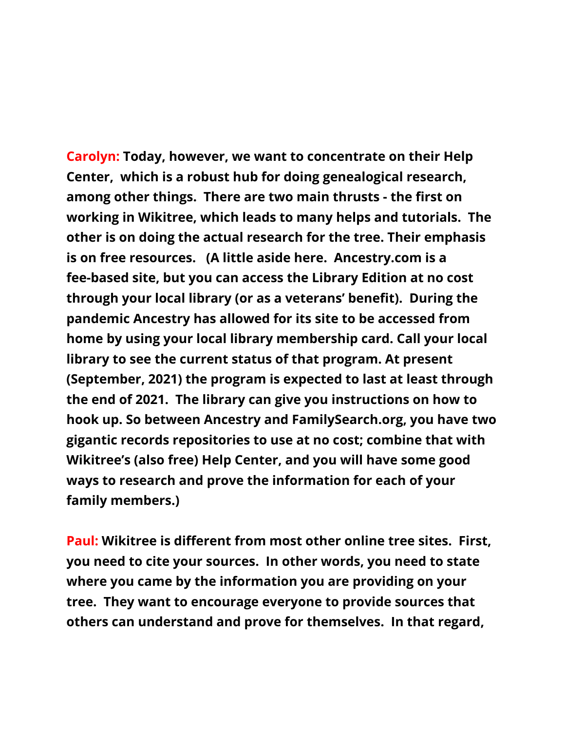**Carolyn:** **Today, however, we want to concentrate on their Help Center, which is a robust hub for doing genealogical research, among other things. There are two main thrusts - the first on working in Wikitree, which leads to many helps and tutorials. The other is on doing the actual research for the tree. Their emphasis is on free resources. (A little aside here. Ancestry.com is a fee-based site, but you can access the Library Edition at no cost through your local library (or as a veterans' benefit). During the pandemic Ancestry has allowed for its site to be accessed from home by using your local library membership card. Call your local library to see the current status of that program. At present (September, 2021) the program is expected to last at least through the end of 2021. The library can give you instructions on how to hook up. So between Ancestry and FamilySearch.org, you have two gigantic records repositories to use at no cost; combine that with Wikitree's (also free) Help Center, and you will have some good ways to research and prove the information for each of your family members.)**

**Paul:** **Wikitree is different from most other online tree sites. First, you need to cite your sources. In other words, you need to state where you came by the information you are providing on your tree. They want to encourage everyone to provide sources that others can understand and prove for themselves. In that regard,**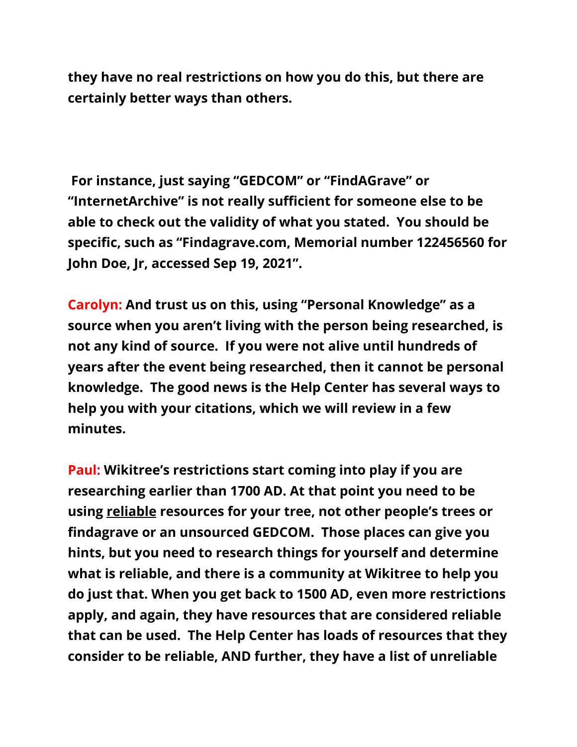**they have no real restrictions on how you do this, but there are certainly better ways than others.**

**For instance, just saying "GEDCOM" or "FindAGrave" or "InternetArchive" is not really sufficient for someone else to be able to check out the validity of what you stated. You should be specific, such as "Findagrave.com, Memorial number 122456560 for John Doe, Jr, accessed Sep 19, 2021".**

**Carolyn: And trust us on this, using "Personal Knowledge" as a source when you aren't living with the person being researched, is not any kind of source. If you were not alive until hundreds of years after the event being researched, then it cannot be personal knowledge. The good news is the Help Center has several ways to help you with your citations, which we will review in a few minutes.**

**Paul: Wikitree's restrictions start coming into play if you are researching earlier than 1700 AD. At that point you need to be using <u>reliable</u> resources for your tree, not other people's trees or findagrave or an unsourced GEDCOM. Those places can give you hints, but you need to research things for yourself and determine what is reliable, and there is a community at Wikitree to help you do just that. When you get back to 1500 AD, even more restrictions apply, and again, they have resources that are considered reliable that can be used. The Help Center has loads of resources that they consider to be reliable, AND further, they have a list of unreliable**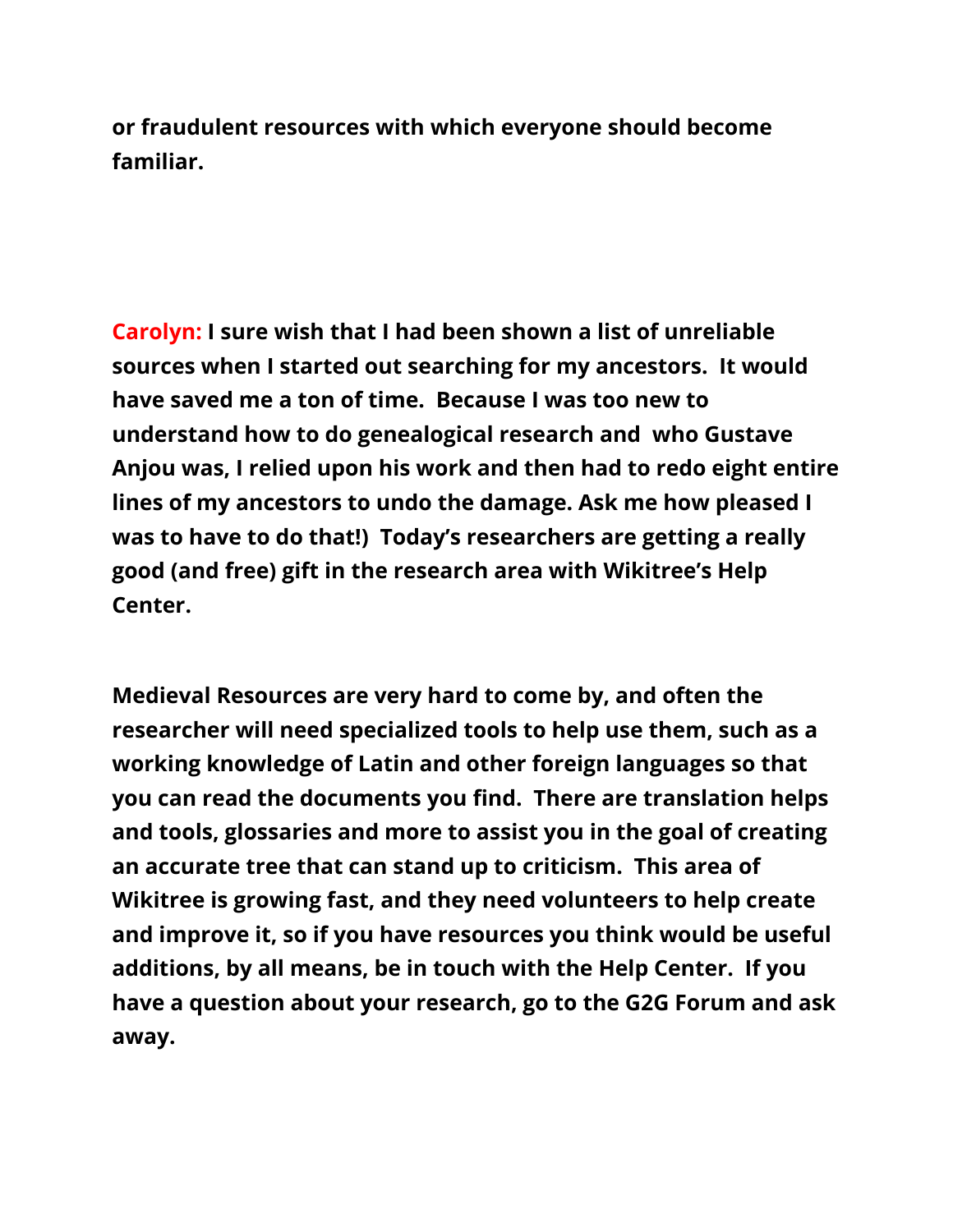**or fraudulent resources with which everyone should become familiar.**

**Carolyn: I sure wish that I had been shown a list of unreliable sources when I started out searching for my ancestors. It would have saved me a ton of time. Because I was too new to understand how to do genealogical research and who Gustave Anjou was, I relied upon his work and then had to redo eight entire lines of my ancestors to undo the damage. Ask me how pleased I was to have to do that!) Today's researchers are getting a really good (and free) gift in the research area with Wikitree's Help Center.**

**Medieval Resources are very hard to come by, and often the researcher will need specialized tools to help use them, such as a working knowledge of Latin and other foreign languages so that you can read the documents you find. There are translation helps and tools, glossaries and more to assist you in the goal of creating an accurate tree that can stand up to criticism. This area of Wikitree is growing fast, and they need volunteers to help create and improve it, so if you have resources you think would be useful additions, by all means, be in touch with the Help Center. If you have a question about your research, go to the G2G Forum and ask away.**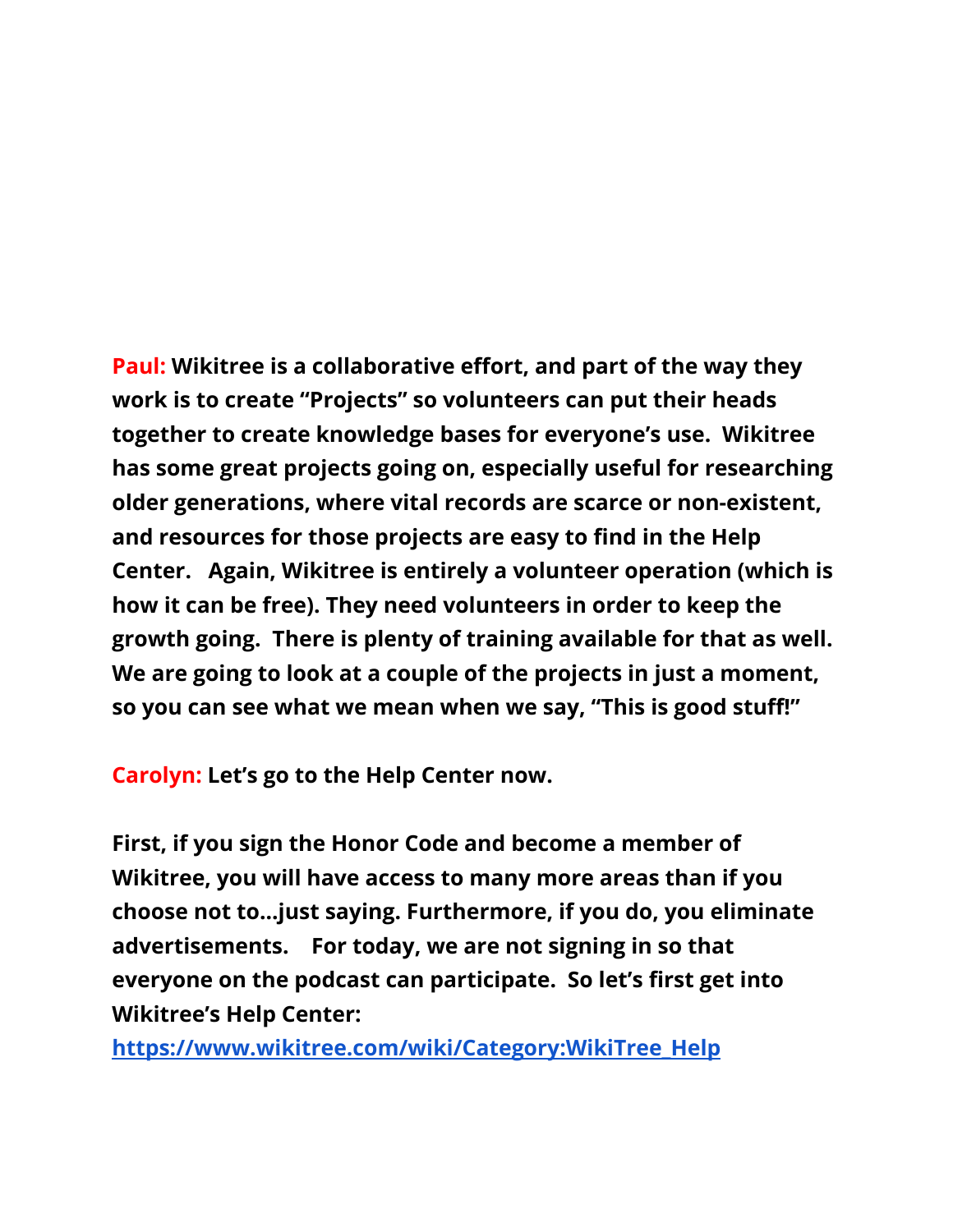**Paul:** **Wikitree is a collaborative effort, and part of the way they work is to create "Projects" so volunteers can put their heads together to create knowledge bases for everyone's use. Wikitree has some great projects going on, especially useful for researching older generations, where vital records are scarce or non-existent, and resources for those projects are easy to find in the Help Center. Again, Wikitree is entirely a volunteer operation (which is how it can be free). They need volunteers in order to keep the growth going. There is plenty of training available for that as well. We are going to look at a couple of the projects in just a moment, so you can see what we mean when we say, "This is good stuff!"**

**Carolyn:** **Let's go to the Help Center now.**

**First, if you sign the Honor Code and become a member of Wikitree, you will have access to many more areas than if you choose not to…just saying. Furthermore, if you do, you eliminate advertisements. For today, we are not signing in so that everyone on the podcast can participate. So let's first get into Wikitree's Help Center:**
**[https://www.wikitree.com/wiki/Category:WikiTree_Help](https://www.wikitree.com/wiki/Category:WikiTree_Help)**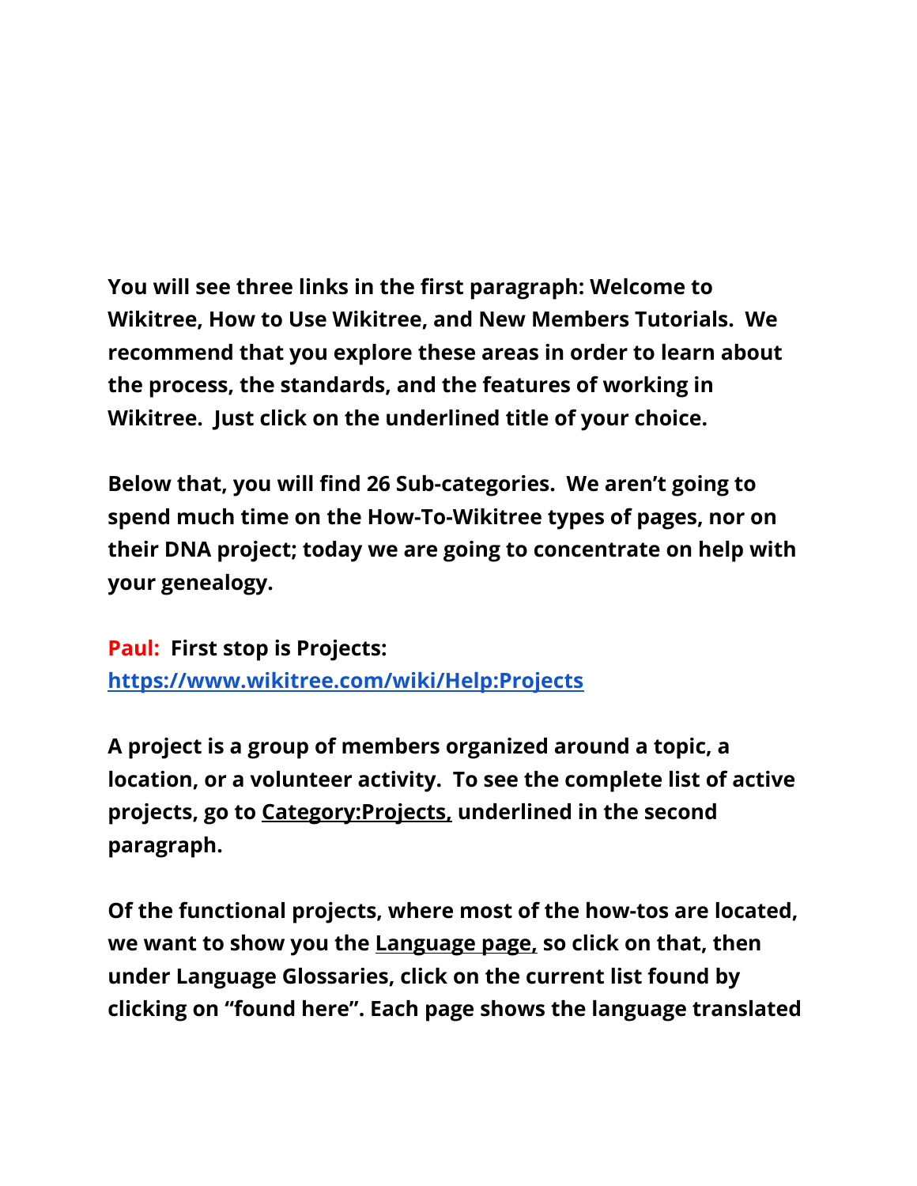**You will see three links in the first paragraph: Welcome to Wikitree, How to Use Wikitree, and New Members Tutorials.  We recommend that you explore these areas in order to learn about the process, the standards, and the features of working in Wikitree.  Just click on the underlined title of your choice.**

**Below that, you will find 26 Sub-categories.  We aren't going to spend much time on the How-To-Wikitree types of pages, nor on their DNA project; today we are going to concentrate on help with your genealogy.**

**Paul:  First stop is Projects: [https://www.wikitree.com/wiki/Help:Projects](https://www.wikitree.com/wiki/Help:Projects)**

**A project is a group of members organized around a topic, a location, or a volunteer activity.  To see the complete list of active projects, go to <u>Category:Projects,</u> underlined in the second paragraph.**

**Of the functional projects, where most of the how-tos are located, we want to show you the <u>Language page,</u> so click on that, then under Language Glossaries, click on the current list found by clicking on "found here". Each page shows the language translated**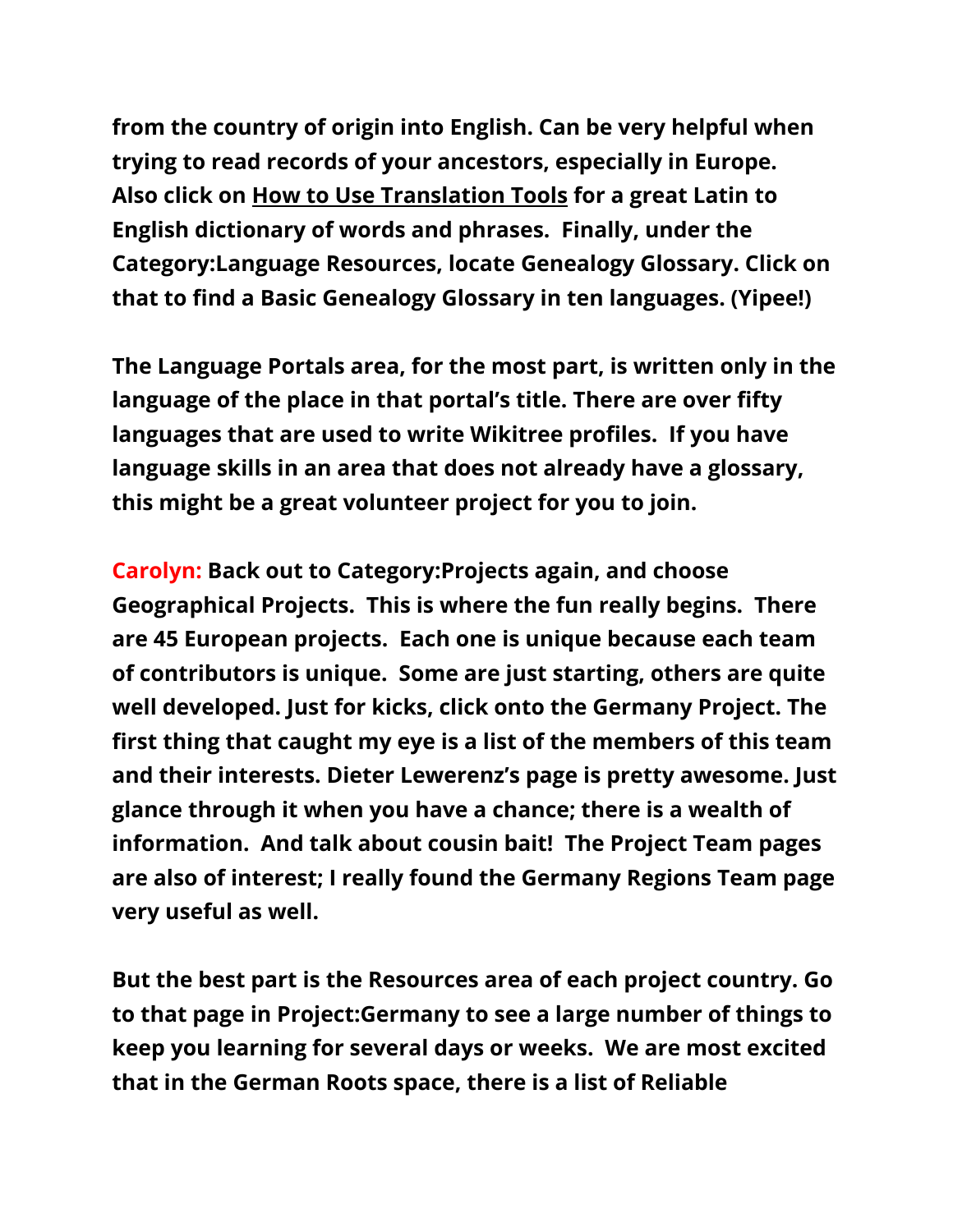**from the country of origin into English. Can be very helpful when trying to read records of your ancestors, especially in Europe. Also click on <u>How to Use Translation Tools</u> for a great Latin to English dictionary of words and phrases. Finally, under the Category:Language Resources, locate Genealogy Glossary. Click on that to find a Basic Genealogy Glossary in ten languages. (Yipee!)**

**The Language Portals area, for the most part, is written only in the language of the place in that portal's title. There are over fifty languages that are used to write Wikitree profiles. If you have language skills in an area that does not already have a glossary, this might be a great volunteer project for you to join.**

**Carolyn: Back out to Category:Projects again, and choose Geographical Projects. This is where the fun really begins. There are 45 European projects. Each one is unique because each team of contributors is unique. Some are just starting, others are quite well developed. Just for kicks, click onto the Germany Project. The first thing that caught my eye is a list of the members of this team and their interests. Dieter Lewerenz's page is pretty awesome. Just glance through it when you have a chance; there is a wealth of information. And talk about cousin bait! The Project Team pages are also of interest; I really found the Germany Regions Team page very useful as well.**

**But the best part is the Resources area of each project country. Go to that page in Project:Germany to see a large number of things to keep you learning for several days or weeks. We are most excited that in the German Roots space, there is a list of Reliable**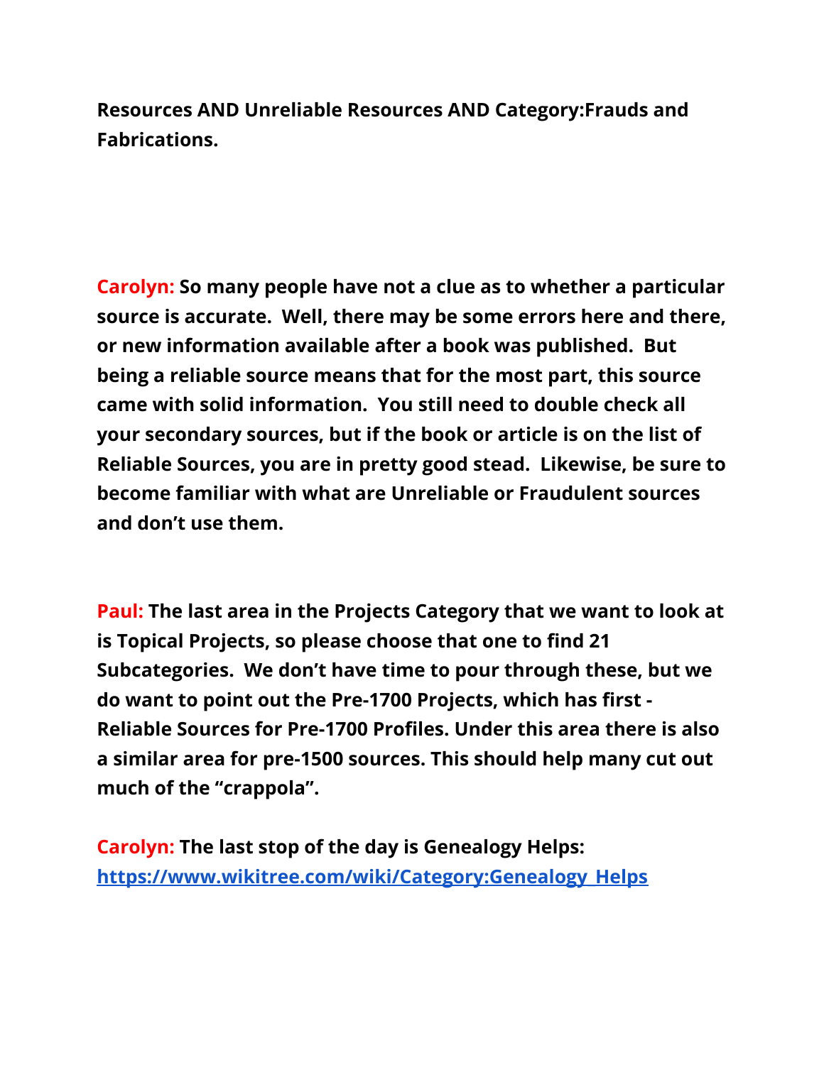**Resources AND Unreliable Resources AND Category:Frauds and Fabrications.**

**Carolyn: So many people have not a clue as to whether a particular source is accurate. Well, there may be some errors here and there, or new information available after a book was published. But being a reliable source means that for the most part, this source came with solid information. You still need to double check all your secondary sources, but if the book or article is on the list of Reliable Sources, you are in pretty good stead. Likewise, be sure to become familiar with what are Unreliable or Fraudulent sources and don't use them.**

**Paul: The last area in the Projects Category that we want to look at is Topical Projects, so please choose that one to find 21 Subcategories. We don't have time to pour through these, but we do want to point out the Pre-1700 Projects, which has first - Reliable Sources for Pre-1700 Profiles. Under this area there is also a similar area for pre-1500 sources. This should help many cut out much of the "crappola".**

**Carolyn: The last stop of the day is Genealogy Helps: [https://www.wikitree.com/wiki/Category:Genealogy_Helps](https://www.wikitree.com/wiki/Category:Genealogy_Helps)**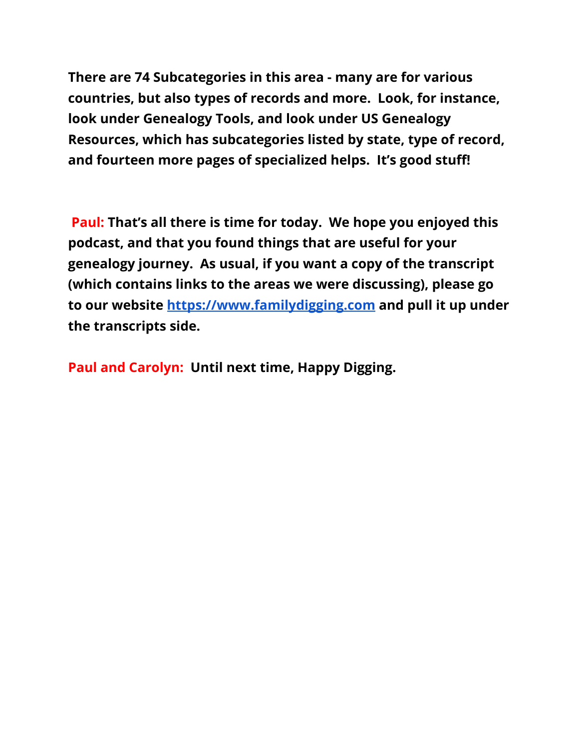**There are 74 Subcategories in this area - many are for various countries, but also types of records and more.  Look, for instance, look under Genealogy Tools, and look under US Genealogy Resources, which has subcategories listed by state, type of record, and fourteen more pages of specialized helps.  It's good stuff!**

**Paul: That's all there is time for today.  We hope you enjoyed this podcast, and that you found things that are useful for your genealogy journey.  As usual, if you want a copy of the transcript (which contains links to the areas we were discussing), please go to our website [https://www.familydigging.com](https://www.familydigging.com) and pull it up under the transcripts side.**

**Paul and Carolyn:  Until next time, Happy Digging.**